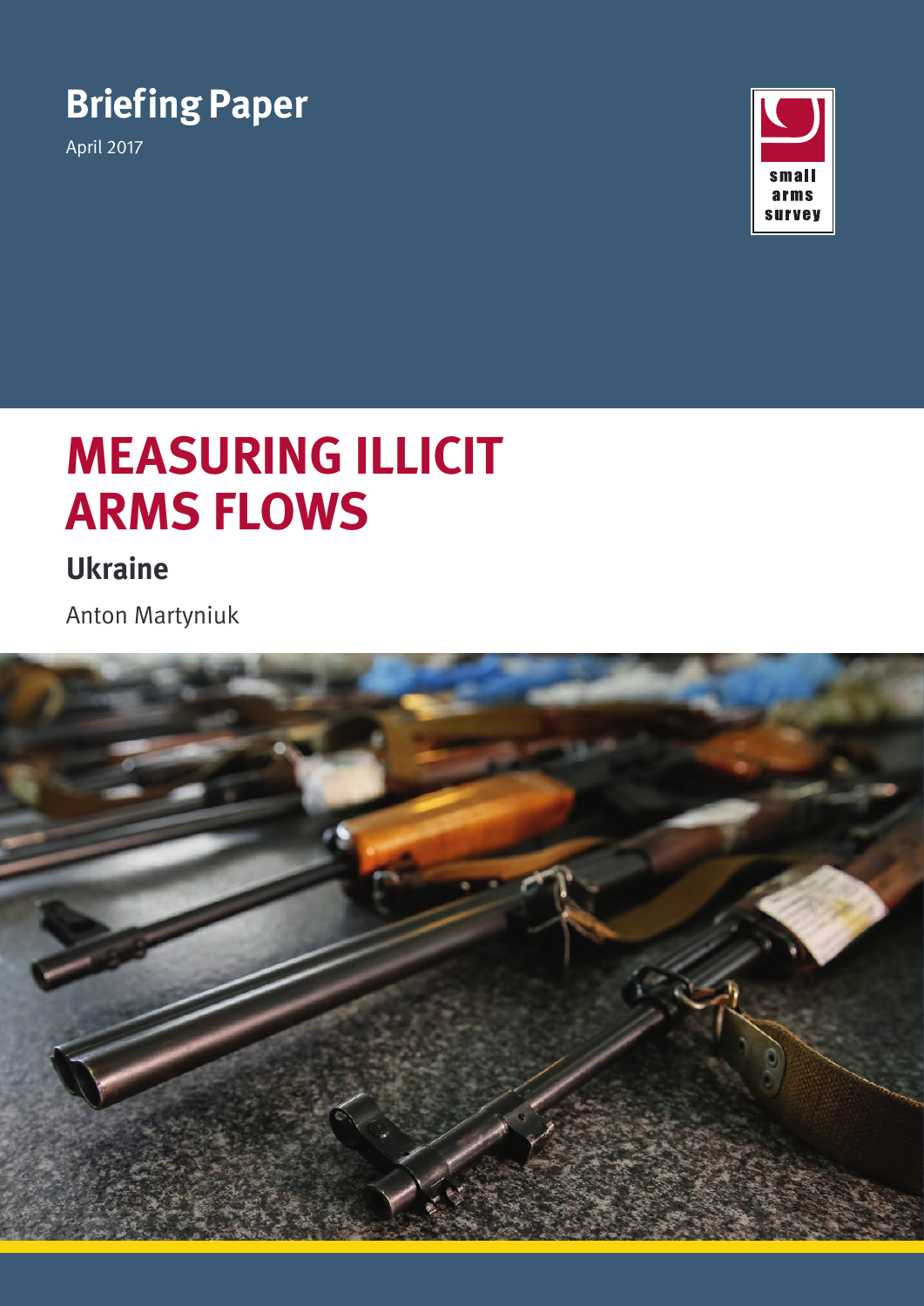# Briefing Paper

April 2017

small arms survey

# MEASURING ILLICIT ARMS FLOWS

## Ukraine

Anton Martyniuk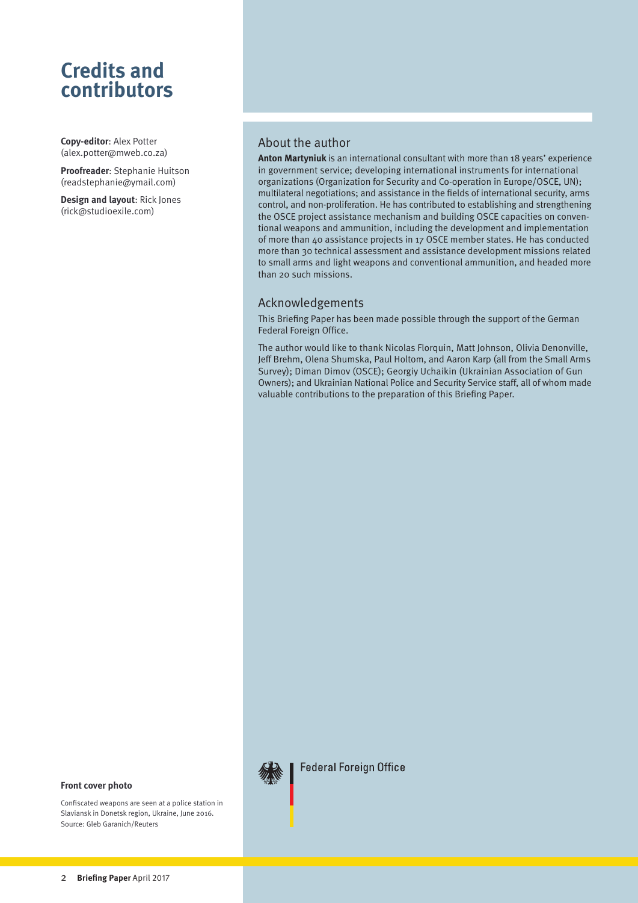# Credits and contributors

**Copy-editor**: Alex Potter (alex.potter@mweb.co.za)

**Proofreader**: Stephanie Huitson (readstephanie@ymail.com)

**Design and layout**: Rick Jones (rick@studioexile.com)

## About the author

**Anton Martyniuk** is an international consultant with more than 18 years' experience in government service; developing international instruments for international organizations (Organization for Security and Co-operation in Europe/OSCE, UN); multilateral negotiations; and assistance in the fields of international security, arms control, and non-proliferation. He has contributed to establishing and strengthening the OSCE project assistance mechanism and building OSCE capacities on conventional weapons and ammunition, including the development and implementation of more than 40 assistance projects in 17 OSCE member states. He has conducted more than 30 technical assessment and assistance development missions related to small arms and light weapons and conventional ammunition, and headed more than 20 such missions.

## Acknowledgements

This Briefing Paper has been made possible through the support of the German Federal Foreign Office.

The author would like to thank Nicolas Florquin, Matt Johnson, Olivia Denonville, Jeff Brehm, Olena Shumska, Paul Holtom, and Aaron Karp (all from the Small Arms Survey); Diman Dimov (OSCE); Georgiy Uchaikin (Ukrainian Association of Gun Owners); and Ukrainian National Police and Security Service staff, all of whom made valuable contributions to the preparation of this Briefing Paper.

Federal Foreign Office

**Front cover photo**

Confiscated weapons are seen at a police station in Slaviansk in Donetsk region, Ukraine, June 2016. Source: Gleb Garanich/Reuters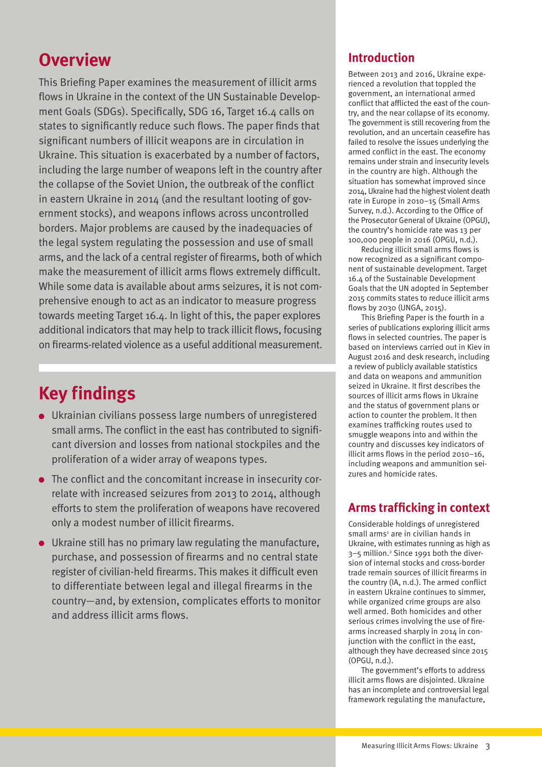## Overview

This Briefing Paper examines the measurement of illicit arms flows in Ukraine in the context of the UN Sustainable Development Goals (SDGs). Specifically, SDG 16, Target 16.4 calls on states to significantly reduce such flows. The paper finds that significant numbers of illicit weapons are in circulation in Ukraine. This situation is exacerbated by a number of factors, including the large number of weapons left in the country after the collapse of the Soviet Union, the outbreak of the conflict in eastern Ukraine in 2014 (and the resultant looting of government stocks), and weapons inflows across uncontrolled borders. Major problems are caused by the inadequacies of the legal system regulating the possession and use of small arms, and the lack of a central register of firearms, both of which make the measurement of illicit arms flows extremely difficult. While some data is available about arms seizures, it is not comprehensive enough to act as an indicator to measure progress towards meeting Target 16.4. In light of this, the paper explores additional indicators that may help to track illicit flows, focusing on firearms-related violence as a useful additional measurement.

## Key findings

- Ukrainian civilians possess large numbers of unregistered small arms. The conflict in the east has contributed to significant diversion and losses from national stockpiles and the proliferation of a wider array of weapons types.
- The conflict and the concomitant increase in insecurity correlate with increased seizures from 2013 to 2014, although efforts to stem the proliferation of weapons have recovered only a modest number of illicit firearms.
- Ukraine still has no primary law regulating the manufacture, purchase, and possession of firearms and no central state register of civilian-held firearms. This makes it difficult even to differentiate between legal and illegal firearms in the country—and, by extension, complicates efforts to monitor and address illicit arms flows.

## Introduction

Between 2013 and 2016, Ukraine experienced a revolution that toppled the government, an international armed conflict that afflicted the east of the country, and the near collapse of its economy. The government is still recovering from the revolution, and an uncertain ceasefire has failed to resolve the issues underlying the armed conflict in the east. The economy remains under strain and insecurity levels in the country are high. Although the situation has somewhat improved since 2014, Ukraine had the highest violent death rate in Europe in 2010–15 (Small Arms Survey, n.d.). According to the Office of the Prosecutor General of Ukraine (OPGU), the country's homicide rate was 13 per 100,000 people in 2016 (OPGU, n.d.).

Reducing illicit small arms flows is now recognized as a significant component of sustainable development. Target 16.4 of the Sustainable Development Goals adopted in September 2015 commits states to reduce illicit arms flows by 2030 (UNGA, 2015).

This Briefing Paper is the fourth in a series of publications exploring illicit arms flows in selected countries. The paper is based on interviews carried out in Kiev in August 2016 and desk research, including a review of publicly available statistics and data on weapons and ammunition seized in Ukraine. It first describes the sources of illicit arms flows in Ukraine and the status of government plans or action to counter the problem. It then examines trafficking routes used to smuggle weapons into and within the country and discusses key indicators of illicit arms flows in the period 2010–16, including weapons and ammunition seizures and homicide rates.

## Arms trafficking in context

Considerable holdings of unregistered small arms[1] are in civilian hands in Ukraine, with estimates running as high as 3–5 million.[2] Since 1991 both the diversion of internal stocks and cross-border trade remain sources of illicit firearms in the country (IA, n.d.). The armed conflict in eastern Ukraine continues to simmer, while organized crime groups are also well armed. Both homicides and other serious crimes involving the use of firearms increased sharply in 2014 in conjunction with the conflict in the east, although they have decreased since 2015 (OPGU, n.d.).

The government's efforts to address illicit arms flows are disjointed. Ukraine has an incomplete and controversial legal framework regulating the manufacture,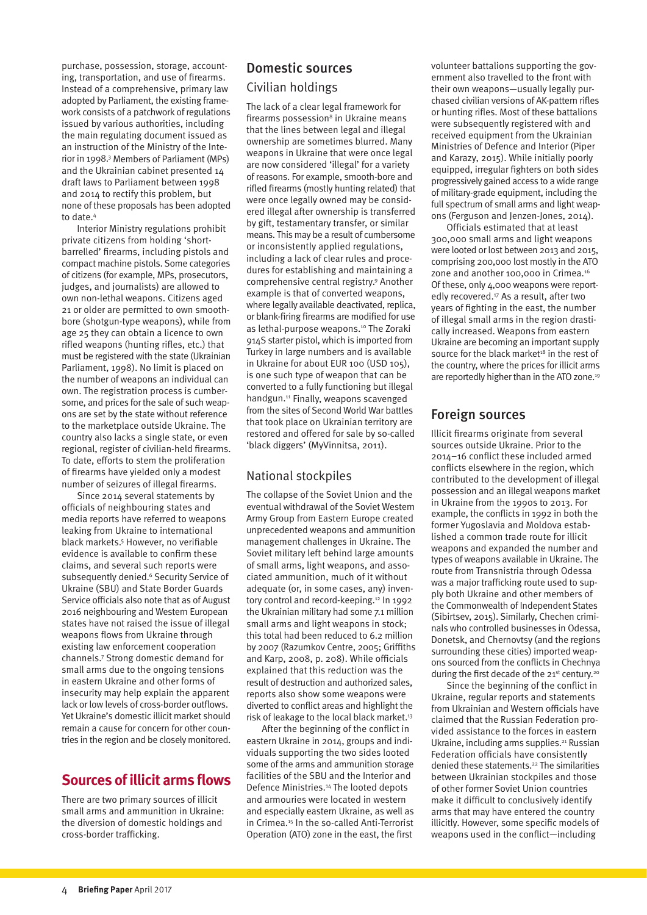purchase, possession, storage, accounting, transportation, and use of firearms. Instead of a comprehensive, primary law adopted by Parliament, the existing framework consists of a patchwork of regulations issued by various authorities, including the main regulating document issued as an instruction of the Ministry of the Interior in 1998.[3] Members of Parliament (MPs) and the Ukrainian cabinet presented 14 draft laws to Parliament between 1998 and 2014 to rectify this problem, but none of these proposals has been adopted to date.[4]

Interior Ministry regulations prohibit private citizens from holding 'short-barrelled' firearms, including pistols and compact machine pistols. Some categories of citizens (for example, MPs, prosecutors, judges, and journalists) are allowed to own non-lethal weapons. Citizens aged 21 or older are permitted to own smooth-bore (shotgun-type weapons), while from age 25 they can obtain a licence to own rifled weapons (hunting rifles, etc.) that must be registered with the state (Ukrainian Parliament, 1998). No limit is placed on the number of weapons an individual can own. The registration process is cumbersome, and prices for the sale of such weapons are set by the state without reference to the marketplace outside Ukraine. The country also lacks a single state, or even regional, register of civilian-held firearms. To date, efforts to stem the proliferation of firearms have yielded only a modest number of seizures of illegal firearms.

Since 2014 several statements by officials of neighbouring states and media reports have referred to weapons leaking from Ukraine to international black markets.[5] However, no verifiable evidence is available to confirm these claims, and several such reports were subsequently denied.[6] Security Service of Ukraine (SBU) and State Border Guards Service officials also note that as of August 2016 neighbouring and Western European states have not raised the issue of illegal weapons flows from Ukraine through existing law enforcement cooperation channels.[7] Strong domestic demand for small arms due to the ongoing tensions in eastern Ukraine and other forms of insecurity may help explain the apparent lack or low levels of cross-border outflows. Yet Ukraine's domestic illicit market should remain a cause for concern for other countries in the region and be closely monitored.

# Sources of illicit arms flows

There are two primary sources of illicit small arms and ammunition in Ukraine: the diversion of domestic holdings and cross-border trafficking.

## Domestic sources

### Civilian holdings

The lack of a clear legal framework for firearms possession[8] in Ukraine means that the lines between legal and illegal ownership are sometimes blurred. Many weapons in Ukraine that were once legal are now considered 'illegal' for a variety of reasons. For example, smooth-bore and rifled firearms (mostly hunting related) that were once legally owned may be considered illegal after ownership is transferred by gift, testamentary transfer, or similar means. This may be a result of cumbersome or inconsistently applied regulations, including a lack of clear rules and procedures for establishing and maintaining a comprehensive central registry.[9] Another example is that of converted weapons, where legally available deactivated, replica, or blank-firing firearms are modified for use as lethal-purpose weapons.[10] The Zoraki 914S starter pistol, which is imported from Turkey in large numbers and is available in Ukraine for about EUR 100 (USD 105), is one such type of weapon that can be converted to a fully functioning but illegal handgun.[11] Finally, weapons scavenged from the sites of Second World War battles that took place on Ukrainian territory are restored and offered for sale by so-called 'black diggers' (MyVinnitsa, 2011).

### National stockpiles

The collapse of the Soviet Union and the eventual withdrawal of the Soviet Western Army Group from Eastern Europe created unprecedented weapons and ammunition management challenges in Ukraine. The Soviet military left behind large amounts of small arms, light weapons, and associated ammunition, much of it without adequate (or, in some cases, any) inventory control and record-keeping.[12] In 1992 the Ukrainian military had some 7.1 million small arms and light weapons in stock; this total had been reduced to 6.2 million by 2007 (Razumkov Centre, 2005; Griffiths and Karp, 2008, p. 208). While officials explained that this reduction was the result of destruction and authorized sales, reports also show some weapons were diverted to conflict areas and highlight the risk of leakage to the local black market.[13]

After the beginning of the conflict in eastern Ukraine in 2014, groups and individuals supporting the two sides looted some of the arms and ammunition storage facilities of the SBU and the Interior and Defence Ministries.[14] The looted depots and armouries were located in western and especially eastern Ukraine, as well as in Crimea.[15] In the so-called Anti-Terrorist Operation (ATO) zone in the east, the first volunteer battalions supporting the government also travelled to the front with their own weapons—usually legally purchased civilian versions of AK-pattern rifles or hunting rifles. Most of these battalions were subsequently registered with and received equipment from the Ukrainian Ministries of Defence and Interior (Piper and Karazy, 2015). While initially poorly equipped, irregular fighters on both sides progressively gained access to a wide range of military-grade equipment, including the full spectrum of small arms and light weapons (Ferguson and Jenzen-Jones, 2014).

Officials estimated that at least 300,000 small arms and light weapons were looted or lost between 2013 and 2015, comprising 200,000 lost mostly in the ATO zone and another 100,000 in Crimea.[16] Of these, only 4,000 weapons were reportedly recovered.[17] As a result, after two years of fighting in the east, the number of illegal small arms in the region drastically increased. Weapons from eastern Ukraine are becoming an important supply source for the black market[18] in the rest of the country, where the prices for illicit arms are reportedly higher than in the ATO zone.[19]

## Foreign sources

Illicit firearms originate from several sources outside Ukraine. Prior to the 2014–16 conflict these included armed conflicts elsewhere in the region, which contributed to the development of illegal possession and an illegal weapons market in Ukraine from the 1990s to 2013. For example, the conflicts in 1992 in both the former Yugoslavia and Moldova established a common trade route for illicit weapons and expanded the number and types of weapons available in Ukraine. The route from Transnistria through Odessa was a major trafficking route used to supply both Ukraine and other members of the Commonwealth of Independent States (Sibirtsev, 2015). Similarly, Chechen criminals who controlled businesses in Odessa, Donetsk, and Chernovtsy (and the regions surrounding these cities) imported weapons sourced from the conflicts in Chechnya during the first decade of the 21st century.[20]

Since the beginning of the conflict in Ukraine, regular reports and statements from Ukrainian and Western officials have claimed that the Russian Federation provided assistance to the forces in eastern Ukraine, including arms supplies.[21] Russian Federation officials have consistently denied these statements.[22] The similarities between Ukrainian stockpiles and those of other former Soviet Union countries make it difficult to conclusively identify arms that may have entered the country illicitly. However, some specific models of weapons used in the conflict—including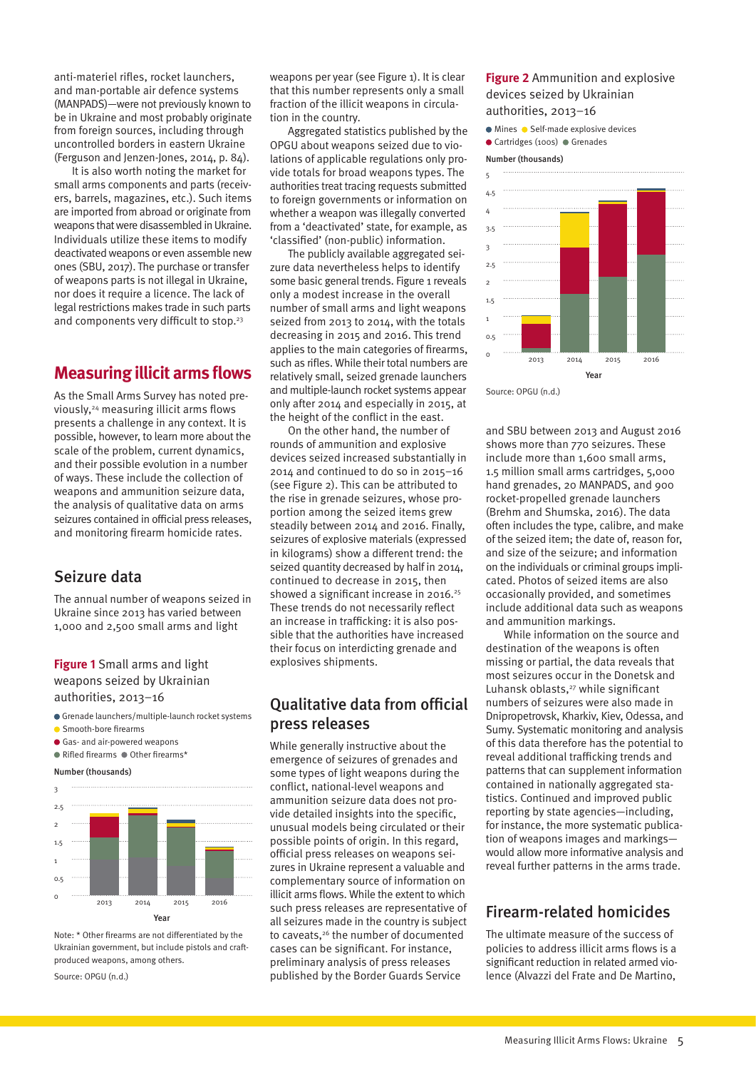anti-materiel rifles, rocket launchers, and man-portable air defence systems (MANPADS)—were not previously known to be in Ukraine and most probably originate from foreign sources, including through uncontrolled borders in eastern Ukraine (Ferguson and Jenzen-Jones, 2014, p. 84).

It is also worth noting the market for small arms components and parts (receivers, barrels, magazines, etc.). Such items are imported from abroad or originate from weapons that were disassembled in Ukraine. Individuals utilize these items to modify deactivated weapons or even assemble new ones (SBU, 2017). The purchase or transfer of weapons parts is not illegal in Ukraine, nor does it require a licence. The lack of legal restrictions makes trade in such parts and components very difficult to stop.[23]

## Measuring illicit arms flows

As the Small Arms Survey has noted previously,[24] measuring illicit arms flows presents a challenge in any context. It is possible, however, to learn more about the scale of the problem, current dynamics, and their possible evolution in a number of ways. These include the collection of weapons and ammunition seizure data, the analysis of qualitative data on arms seizures contained in official press releases, and monitoring firearm homicide rates.

### Seizure data

The annual number of weapons seized in Ukraine since 2013 has varied between 1,000 and 2,500 small arms and light weapons per year (see Figure 1). It is clear that this number represents only a small fraction of the illicit weapons in circulation in the country.

**Figure 1** Small arms and light weapons seized by Ukrainian authorities, 2013–16

Note: * Other firearms are not differentiated by the Ukrainian government, but include pistols and craft-produced weapons, among others.

Source: OPGU (n.d.)

Aggregated statistics published by the OPGU about weapons seized due to violations of applicable regulations only provide totals for broad weapons types. The authorities treat tracing requests submitted to foreign governments or information on whether a weapon was illegally converted from a 'deactivated' state, for example, as 'classified' (non-public) information.

The publicly available aggregated seizure data nevertheless helps to identify some basic general trends. Figure 1 reveals only a modest increase in the overall number of small arms and light weapons seized from 2013 to 2014, with the totals decreasing in 2015 and 2016. This trend applies to the main categories of firearms, such as rifles. While their total numbers are relatively small, seized grenade launchers and multiple-launch rocket systems appear only after 2014 and especially in 2015, at the height of the conflict in the east.

On the other hand, the number of rounds of ammunition and explosive devices seized increased substantially in 2014 and continued to do so in 2015–16 (see Figure 2). This can be attributed to the rise in grenade seizures, whose proportion among the seized items grew steadily between 2014 and 2016. Finally, seizures of explosive materials (expressed in kilograms) show a different trend: the seized quantity decreased by half in 2014, continued to decrease in 2015, then showed a significant increase in 2016.[25] These trends do not necessarily reflect an increase in trafficking: it is also possible that the authorities have increased their focus on interdicting grenade and explosives shipments.

**Figure 2** Ammunition and explosive devices seized by Ukrainian authorities, 2013–16

Source: OPGU (n.d.)

### Qualitative data from official press releases

While generally instructive about the emergence of seizures of grenades and some types of light weapons during the conflict, national-level weapons and ammunition seizure data does not provide detailed insights into the specific, unusual models being circulated or their possible points of origin. In this regard, official press releases on weapons seizures in Ukraine represent a valuable and complementary source of information on illicit arms flows. While the extent to which such press releases are representative of all seizures made in the country is subject to caveats,[26] the number of documented cases can be significant. For instance, preliminary analysis of press releases published by the Border Guards Service and SBU between 2013 and August 2016 shows more than 770 seizures. These include more than 1,600 small arms, 1.5 million small arms cartridges, 5,000 hand grenades, 20 MANPADS, and 900 rocket-propelled grenade launchers (Brehm and Shumska, 2016). The data often includes the type, calibre, and make of the seized item; the date of, reason for, and size of the seizure; and information on the individuals or criminal groups implicated. Photos of seized items are also occasionally provided, and sometimes include additional data such as weapons and ammunition markings.

While information on the source and destination of the weapons is often missing or partial, the data reveals that most seizures occur in the Donetsk and Luhansk oblasts,[27] while significant numbers of seizures were also made in Dnipropetrovsk, Kharkiv, Kiev, Odessa, and Sumy. Systematic monitoring and analysis of this data therefore has the potential to reveal additional trafficking trends and patterns that can supplement information contained in nationally aggregated statistics. Continued and improved public reporting by state agencies—including, for instance, the more systematic publication of weapons images and markings—would allow more informative analysis and reveal further patterns in the arms trade.

### Firearm-related homicides

The ultimate measure of the success of policies to address illicit arms flows is a significant reduction in related armed violence (Alvazzi del Frate and De Martino,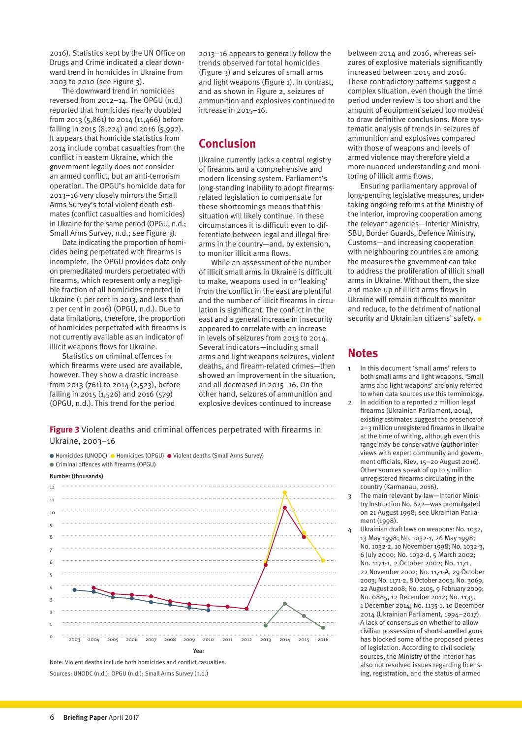2016). Statistics kept by the UN Office on Drugs and Crime indicated a clear downward trend in homicides in Ukraine from 2003 to 2010 (see Figure 3).

The downward trend in homicides reversed from 2012–14. The OPGU (n.d.) reported that homicides nearly doubled from 2013 (5,861) to 2014 (11,466) before falling in 2015 (8,224) and 2016 (5,992). It appears that homicide statistics from 2014 include combat casualties from the conflict in eastern Ukraine, which the government legally does not consider an armed conflict, but an anti-terrorism operation. The OPGU's homicide data for 2013–16 very closely mirrors the Small Arms Survey's total violent death estimates (conflict casualties and homicides) in Ukraine for the same period (OPGU, n.d.; Small Arms Survey, n.d.; see Figure 3).

Data indicating the proportion of homicides being perpetrated with firearms is incomplete. The OPGU provides data only on premeditated murders perpetrated with firearms, which represent only a negligible fraction of all homicides reported in Ukraine (1 per cent in 2013, and less than 2 per cent in 2016) (OPGU, n.d.). Due to data limitations, therefore, the proportion of homicides perpetrated with firearms is not currently available as an indicator of illicit weapons flows for Ukraine.

Statistics on criminal offences in which firearms were used are available, however. They show a drastic increase from 2013 (761) to 2014 (2,523), before falling in 2015 (1,526) and 2016 (579) (OPGU, n.d.). This trend for the period 2013–16 appears to generally follow the trends observed for total homicides (Figure 3) and seizures of small arms and light weapons (Figure 1). In contrast, and as shown in Figure 2, seizures of ammunition and explosives continued to increase in 2015–16.

## Conclusion

Ukraine currently lacks a central registry of firearms and a comprehensive and modern licensing system. Parliament's long-standing inability to adopt firearms-related legislation to compensate for these shortcomings means that this situation will likely continue. In these circumstances it is difficult even to differentiate between legal and illegal firearms in the country—and, by extension, to monitor illicit arms flows.

While an assessment of the number of illicit small arms in Ukraine is difficult to make, weapons used in or 'leaking' from the conflict in the east are plentiful and the number of illicit firearms in circulation is significant. The conflict in the east and a general increase in insecurity appeared to correlate with an increase in levels of seizures from 2013 to 2014. Several indicators—including small arms and light weapons seizures, violent deaths, and firearm-related crimes—then showed an improvement in the situation, and all decreased in 2015–16. On the other hand, seizures of ammunition and explosive devices continued to increase between 2014 and 2016, whereas seizures of explosive materials significantly increased between 2015 and 2016. These contradictory patterns suggest a complex situation, even though the time period under review is too short and the amount of equipment seized too modest to draw definitive conclusions. More systematic analysis of trends in seizures of ammunition and explosives compared with those of weapons and levels of armed violence may therefore yield a more nuanced understanding and monitoring of illicit arms flows.

Ensuring parliamentary approval of long-pending legislative measures, undertaking ongoing reforms at the Ministry of the Interior, improving cooperation among the relevant agencies—Interior Ministry, SBU, Border Guards, Defence Ministry, Customs—and increasing cooperation with neighbouring countries are among the measures the government can take to address the proliferation of illicit small arms in Ukraine. Without them, the size and make-up of illicit arms flows in Ukraine will remain difficult to monitor and reduce, to the detriment of national security and Ukrainian citizens' safety.

**Figure 3** Violent deaths and criminal offences perpetrated with firearms in Ukraine, 2003–16

Note: Violent deaths include both homicides and conflict casualties.

Sources: UNODC (n.d.); OPGU (n.d.); Small Arms Survey (n.d.)

## Notes

1. In this document 'small arms' refers to both small arms and light weapons. 'Small arms and light weapons' are only referred to when data sources use this terminology.
2. In addition to a reported 2 million legal firearms (Ukrainian Parliament, 2014), existing estimates suggest the presence of 2–3 million unregistered firearms in Ukraine at the time of writing, although even this range may be conservative (author interviews with expert community and government officials, Kiev, 15–20 August 2016). Other sources speak of up to 5 million unregistered firearms circulating in the country (Karmanau, 2016).
3. The main relevant by-law—Interior Ministry Instruction No. 622—was promulgated on 21 August 1998; see Ukrainian Parliament (1998).
4. Ukrainian draft laws on weapons: No. 1032, 13 May 1998; No. 1032-1, 26 May 1998; No. 1032-2, 10 November 1998; No. 1032-3, 6 July 2000; No. 1032-d, 5 March 2002; No. 1171-1, 2 October 2002; No. 1171, 22 November 2002; No. 1171-A, 29 October 2003; No. 1171-2, 8 October 2003; No. 3069, 22 August 2008; No. 2105, 9 February 2009; No. 0885, 12 December 2012; No. 1135, 1 December 2014; No. 1135-1, 10 December 2014 (Ukrainian Parliament, 1994–2017). A lack of consensus on whether to allow civilian possession of short-barrelled guns has blocked some of the proposed pieces of legislation. According to civil society sources, the Ministry of the Interior has also not resolved issues regarding licensing, registration, and the status of armed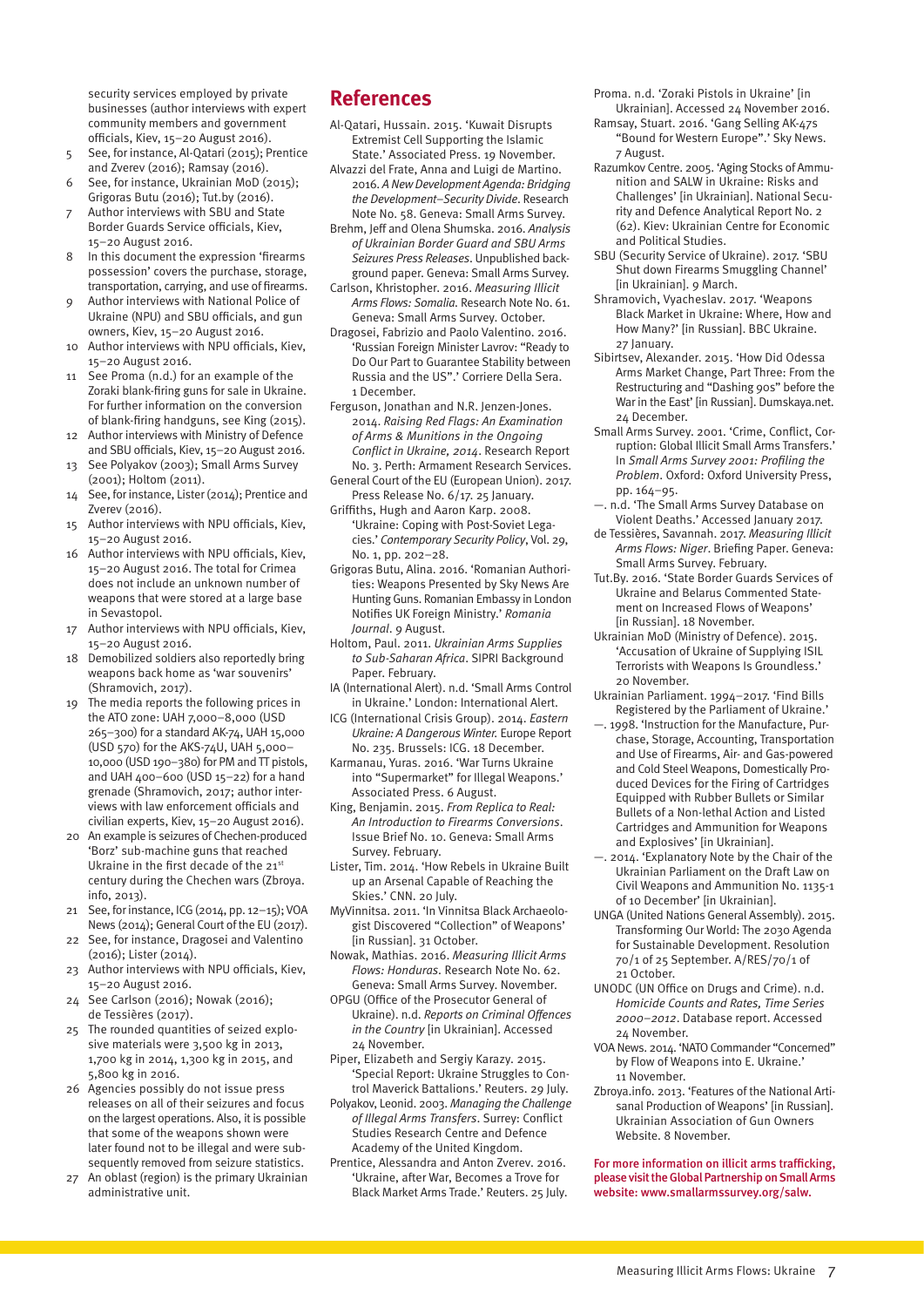security services employed by private businesses (author interviews with expert community members and government officials, Kiev, 15–20 August 2016).

5 See, for instance, Al-Qatari (2015); Prentice and Zverev (2016); Ramsay (2016).
6 See, for instance, Ukrainian MoD (2015); Grigoras Butu (2016); Tut.by (2016).
7 Author interviews with SBU and State Border Guards Service officials, Kiev, 15–20 August 2016.
8 In this document the expression 'firearms possession' covers the purchase, storage, transportation, carrying, and use of firearms.
9 Author interviews with National Police of Ukraine (NPU) and SBU officials, and gun owners, Kiev, 15–20 August 2016.
10 Author interviews with NPU officials, Kiev, 15–20 August 2016.
11 See Proma (n.d.) for an example of the Zoraki blank-firing guns for sale in Ukraine. For further information on the conversion of blank-firing handguns, see King (2015).
12 Author interviews with Ministry of Defence and SBU officials, Kiev, 15–20 August 2016.
13 See Polyakov (2003); Small Arms Survey (2001); Holtom (2011).
14 See, for instance, Lister (2014); Prentice and Zverev (2016).
15 Author interviews with NPU officials, Kiev, 15–20 August 2016.
16 Author interviews with NPU officials, Kiev, 15–20 August 2016. The total for Crimea does not include an unknown number of weapons that were stored at a large base in Sevastopol.
17 Author interviews with NPU officials, Kiev, 15–20 August 2016.
18 Demobilized soldiers also reportedly bring weapons back home as 'war souvenirs' (Shramovich, 2017).
19 The media reports the following prices in the ATO zone: UAH 7,000–8,000 (USD 265–300) for a standard AK-74, UAH 15,000 (USD 570) for the AKS-74U, UAH 5,000–10,000 (USD 190–380) for PM and TT pistols, and UAH 400–600 (USD 15–22) for a hand grenade (Shramovich, 2017; author interviews with law enforcement officials and civilian experts, Kiev, 15–20 August 2016).
20 An example is seizures of Chechen-produced 'Borz' sub-machine guns that reached Ukraine in the first decade of the 21st century during the Chechen wars (Zbroya.info, 2013).
21 See, for instance, ICG (2014, pp. 12–15); VOA News (2014); General Court of the EU (2017).
22 See, for instance, Dragosei and Valentino (2016); Lister (2014).
23 Author interviews with NPU officials, Kiev, 15–20 August 2016.
24 See Carlson (2016); Nowak (2016); de Tessières (2017).
25 The rounded quantities of seized explosive materials were 3,500 kg in 2013, 1,700 kg in 2014, 1,300 kg in 2015, and 5,800 kg in 2016.
26 Agencies possibly do not issue press releases on all of their seizures and focus on the largest operations. Also, it is possible that some of the weapons shown were later found not to be illegal and were subsequently removed from seizure statistics.
27 An oblast (region) is the primary Ukrainian administrative unit.

## References

Al-Qatari, Hussain. 2015. 'Kuwait Disrupts Extremist Cell Supporting the Islamic State.' Associated Press. 19 November.

Alvazzi del Frate, Anna and Luigi de Martino. 2016. *A New Development Agenda: Bridging the Development–Security Divide*. Research Note No. 58. Geneva: Small Arms Survey.

Brehm, Jeff and Olena Shumska. 2016. *Analysis of Ukrainian Border Guard and SBU Arms Seizures Press Releases*. Unpublished background paper. Geneva: Small Arms Survey.

Carlson, Khristopher. 2016. *Measuring Illicit Arms Flows: Somalia*. Research Note No. 61. Geneva: Small Arms Survey. October.

Dragosei, Fabrizio and Paolo Valentino. 2016. 'Russian Foreign Minister Lavrov: "Ready to Do Our Part to Guarantee Stability between Russia and the US".' Corriere Della Sera. 1 December.

Ferguson, Jonathan and N.R. Jenzen-Jones. 2014. *Raising Red Flags: An Examination of Arms & Munitions in the Ongoing Conflict in Ukraine, 2014*. Research Report No. 3. Perth: Armament Research Services.

General Court of the EU (European Union). 2017. Press Release No. 6/17. 25 January.

Griffiths, Hugh and Aaron Karp. 2008. 'Ukraine: Coping with Post-Soviet Legacies.' *Contemporary Security Policy*, Vol. 29, No. 1, pp. 202–28.

Grigoras Butu, Alina. 2016. 'Romanian Authorities: Weapons Presented by Sky News Are Hunting Guns. Romanian Embassy in London Notifies UK Foreign Ministry.' *Romania Journal*. 9 August.

Holtom, Paul. 2011. *Ukrainian Arms Supplies to Sub-Saharan Africa*. SIPRI Background Paper. February.

IA (International Alert). n.d. 'Small Arms Control in Ukraine.' London: International Alert.

ICG (International Crisis Group). 2014. *Eastern Ukraine: A Dangerous Winter*. Europe Report No. 235. Brussels: ICG. 18 December.

Karmanau, Yuras. 2016. 'War Turns Ukraine into "Supermarket" for Illegal Weapons.' Associated Press. 6 August.

King, Benjamin. 2015. *From Replica to Real: An Introduction to Firearms Conversions*. Issue Brief No. 10. Geneva: Small Arms Survey. February.

Lister, Tim. 2014. 'How Rebels in Ukraine Built up an Arsenal Capable of Reaching the Skies.' CNN. 20 July.

MyVinnitsa. 2011. 'In Vinnitsa Black Archaeologist Discovered "Collection" of Weapons' [in Russian]. 31 October.

Nowak, Mathias. 2016. *Measuring Illicit Arms Flows: Honduras*. Research Note No. 62. Geneva: Small Arms Survey. November.

OPGU (Office of the Prosecutor General of Ukraine). n.d. *Reports on Criminal Offences in the Country* [in Ukrainian]. Accessed 24 November.

Piper, Elizabeth and Sergiy Karazy. 2015. 'Special Report: Ukraine Struggles to Control Maverick Battalions.' Reuters. 29 July.

Polyakov, Leonid. 2003. *Managing the Challenge of Illegal Arms Transfers*. Surrey: Conflict Studies Research Centre and Defence Academy of the United Kingdom.

Prentice, Alessandra and Anton Zverev. 2016. 'Ukraine, after War, Becomes a Trove for Black Market Arms Trade.' Reuters. 25 July.

Proma. n.d. 'Zoraki Pistols in Ukraine' [in Ukrainian]. Accessed 24 November 2016.

Ramsay, Stuart. 2016. 'Gang Selling AK-47s "Bound for Western Europe".' Sky News. 7 August.

Razumkov Centre. 2005. 'Aging Stocks of Ammunition and SALW in Ukraine: Risks and Challenges' [in Ukrainian]. National Security and Defence Analytical Report No. 2 (62). Kiev: Ukrainian Centre for Economic and Political Studies.

SBU (Security Service of Ukraine). 2017. 'SBU Shut down Firearms Smuggling Channel' [in Ukrainian]. 9 March.

Shramovich, Vyacheslav. 2017. 'Weapons Black Market in Ukraine: Where, How and How Many?' [in Russian]. BBC Ukraine. 27 January.

Sibirtsev, Alexander. 2015. 'How Did Odessa Arms Market Change, Part Three: From the Restructuring and "Dashing 90s" before the War in the East' [in Russian]. Dumskaya.net. 24 December.

Small Arms Survey. 2001. 'Crime, Conflict, Corruption: Global Illicit Small Arms Transfers.' In *Small Arms Survey 2001: Profiling the Problem*. Oxford: Oxford University Press, pp. 164–95.

—. n.d. 'The Small Arms Survey Database on Violent Deaths.' Accessed January 2017.

de Tessières, Savannah. 2017. *Measuring Illicit Arms Flows: Niger*. Briefing Paper. Geneva: Small Arms Survey. February.

Tut.By. 2016. 'State Border Guards Services of Ukraine and Belarus Commented Statement on Increased Flows of Weapons' [in Russian]. 18 November.

Ukrainian MoD (Ministry of Defence). 2015. 'Accusation of Ukraine of Supplying ISIL Terrorists with Weapons Is Groundless.' 20 November.

Ukrainian Parliament. 1994–2017. 'Find Bills Registered by the Parliament of Ukraine.'

—. 1998. 'Instruction for the Manufacture, Purchase, Storage, Accounting, Transportation and Use of Firearms, Air- and Gas-powered and Cold Steel Weapons, Domestically Produced Devices for the Firing of Cartridges Equipped with Rubber Bullets or Similar Bullets of a Non-lethal Action and Listed Cartridges and Ammunition for Weapons and Explosives' [in Ukrainian].

—. 2014. 'Explanatory Note by the Chair of the Ukrainian Parliament on the Draft Law on Civil Weapons and Ammunition No. 1135-1 of 10 December' [in Ukrainian].

UNGA (United Nations General Assembly). 2015. Transforming Our World: The 2030 Agenda for Sustainable Development. Resolution 70/1 of 25 September. A/RES/70/1 of 21 October.

UNODC (UN Office on Drugs and Crime). n.d. *Homicide Counts and Rates, Time Series 2000–2012*. Database report. Accessed 24 November.

VOA News. 2014. 'NATO Commander "Concerned" by Flow of Weapons into E. Ukraine.' 11 November.

Zbroya.info. 2013. 'Features of the National Artisanal Production of Weapons' [in Russian]. Ukrainian Association of Gun Owners Website. 8 November.

**For more information on illicit arms trafficking, please visit the Global Partnership on Small Arms website: www.smallarmssurvey.org/salw.**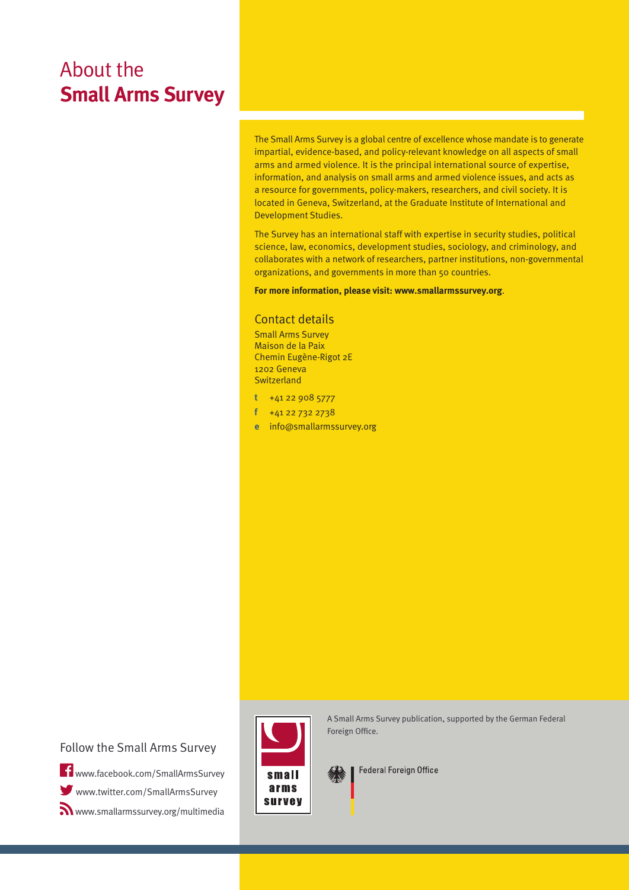# About the **Small Arms Survey**

The Small Arms Survey is a global centre of excellence whose mandate is to generate impartial, evidence-based, and policy-relevant knowledge on all aspects of small arms and armed violence. It is the principal international source of expertise, information, and analysis on small arms and armed violence issues, and acts as a resource for governments, policy-makers, researchers, and civil society. It is located in Geneva, Switzerland, at the Graduate Institute of International and Development Studies.

The Survey has an international staff with expertise in security studies, political science, law, economics, development studies, sociology, and criminology, and collaborates with a network of researchers, partner institutions, non-governmental organizations, and governments in more than 50 countries.

**For more information, please visit: www.smallarmssurvey.org**.

## Contact details

Small Arms Survey
Maison de la Paix
Chemin Eugène-Rigot 2E
1202 Geneva
Switzerland

**t** +41 22 908 5777
**f** +41 22 732 2738
**e** info@smallarmssurvey.org

## Follow the Small Arms Survey

www.facebook.com/SmallArmsSurvey
www.twitter.com/SmallArmsSurvey
www.smallarmssurvey.org/multimedia

small arms survey

A Small Arms Survey publication, supported by the German Federal Foreign Office.

Federal Foreign Office